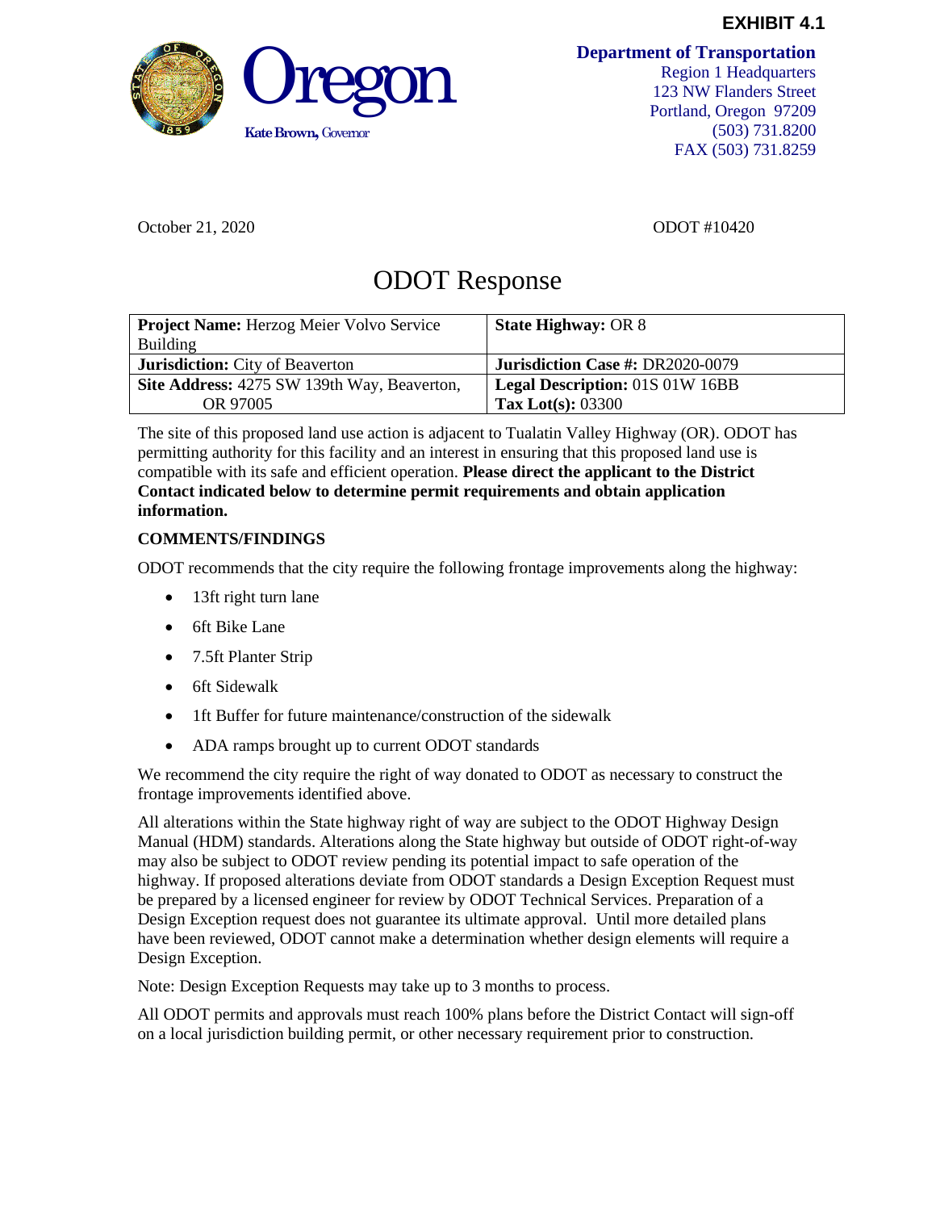**EXHIBIT 4.1**

Oregon

**Kate Brown,** Governor

**Department of Transportation**
Region 1 Headquarters
123 NW Flanders Street
Portland, Oregon 97209
(503) 731.8200
FAX (503) 731.8259

October 21, 2020 ODOT #10420

# ODOT Response

| **Project Name:** Herzog Meier Volvo Service Building | **State Highway:** OR 8 |
|---|---|
| **Jurisdiction:** City of Beaverton | **Jurisdiction Case #:** DR2020-0079 |
| **Site Address:** 4275 SW 139th Way, Beaverton, OR 97005 | **Legal Description:** 01S 01W 16BB **Tax Lot(s):** 03300 |

The site of this proposed land use action is adjacent to Tualatin Valley Highway (OR). ODOT has permitting authority for this facility and an interest in ensuring that this proposed land use is compatible with its safe and efficient operation. **Please direct the applicant to the District Contact indicated below to determine permit requirements and obtain application information.**

## COMMENTS/FINDINGS

ODOT recommends that the city require the following frontage improvements along the highway:

- 13ft right turn lane
- 6ft Bike Lane
- 7.5ft Planter Strip
- 6ft Sidewalk
- 1ft Buffer for future maintenance/construction of the sidewalk
- ADA ramps brought up to current ODOT standards

We recommend the city require the right of way donated to ODOT as necessary to construct the frontage improvements identified above.

All alterations within the State highway right of way are subject to the ODOT Highway Design Manual (HDM) standards. Alterations along the State highway but outside of ODOT right-of-way may also be subject to ODOT review pending its potential impact to safe operation of the highway. If proposed alterations deviate from ODOT standards a Design Exception Request must be prepared by a licensed engineer for review by ODOT Technical Services. Preparation of a Design Exception request does not guarantee its ultimate approval. Until more detailed plans have been reviewed, ODOT cannot make a determination whether design elements will require a Design Exception.

Note: Design Exception Requests may take up to 3 months to process.

All ODOT permits and approvals must reach 100% plans before the District Contact will sign-off on a local jurisdiction building permit, or other necessary requirement prior to construction.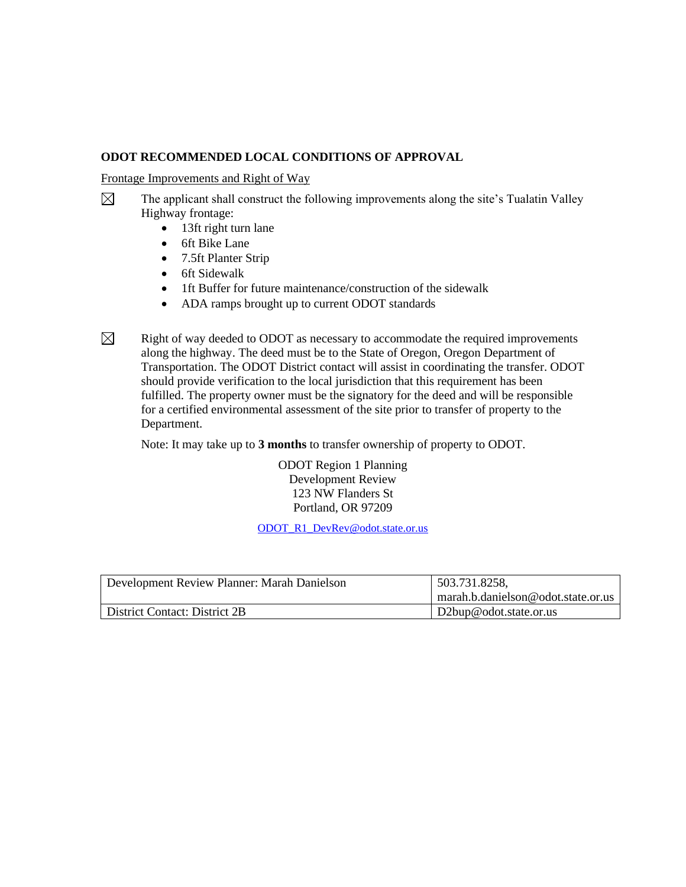**ODOT RECOMMENDED LOCAL CONDITIONS OF APPROVAL**

Frontage Improvements and Right of Way

☒ The applicant shall construct the following improvements along the site's Tualatin Valley Highway frontage:

- 13ft right turn lane
- 6ft Bike Lane
- 7.5ft Planter Strip
- 6ft Sidewalk
- 1ft Buffer for future maintenance/construction of the sidewalk
- ADA ramps brought up to current ODOT standards

☒ Right of way deeded to ODOT as necessary to accommodate the required improvements along the highway. The deed must be to the State of Oregon, Oregon Department of Transportation. The ODOT District contact will assist in coordinating the transfer. ODOT should provide verification to the local jurisdiction that this requirement has been fulfilled. The property owner must be the signatory for the deed and will be responsible for a certified environmental assessment of the site prior to transfer of property to the Department.

Note: It may take up to **3 months** to transfer ownership of property to ODOT.

ODOT Region 1 Planning
Development Review
123 NW Flanders St
Portland, OR 97209

ODOT_R1_DevRev@odot.state.or.us

| | |
|---|---|
| Development Review Planner: Marah Danielson | 503.731.8258, marah.b.danielson@odot.state.or.us |
| District Contact: District 2B | D2bup@odot.state.or.us |